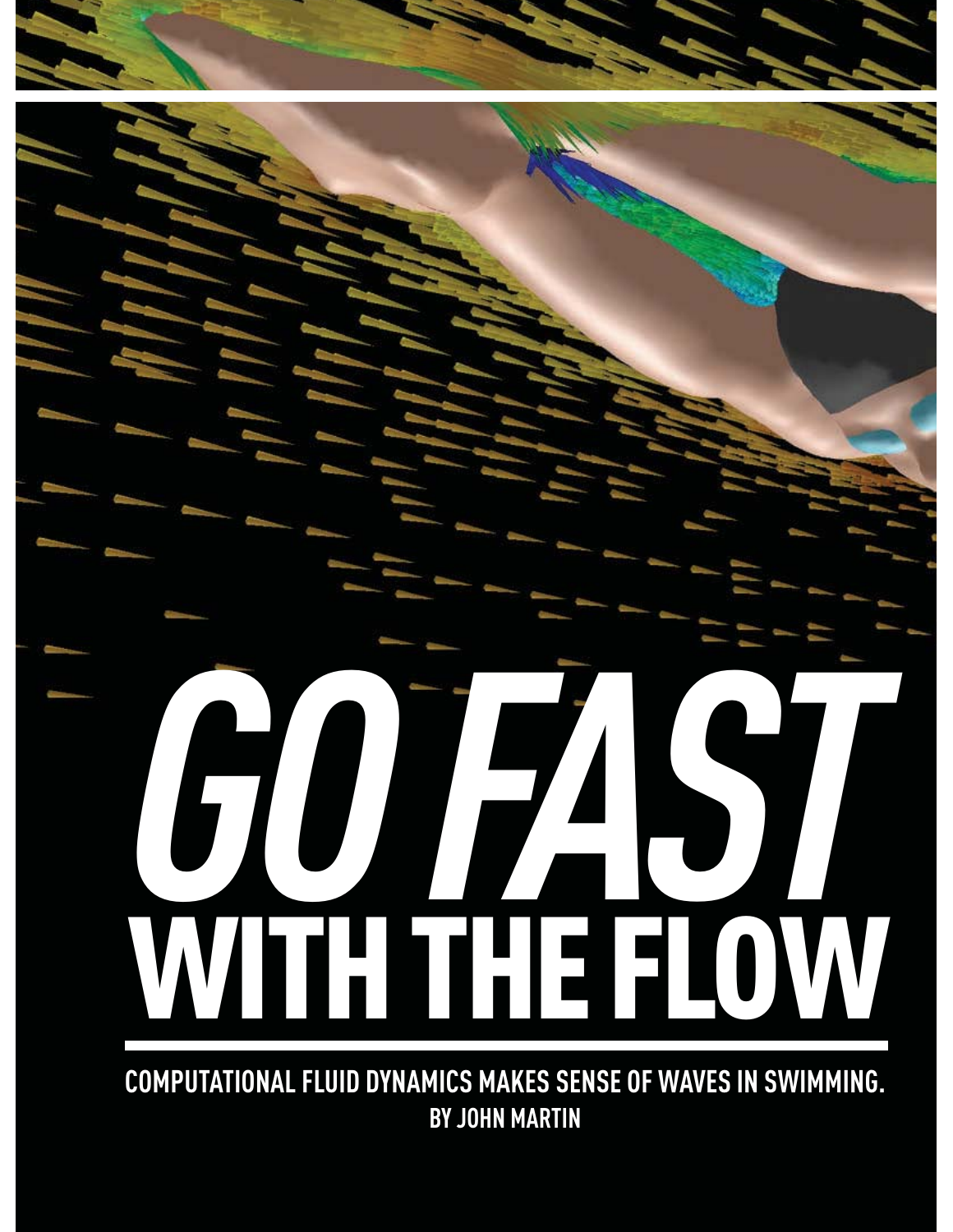# GO FAST WITH THE FLOW

**COMPUTATIONAL FLUID DYNAMICS MAKES SENSE OF WAVES IN SWIMMING.**

**BY JOHN MARTIN**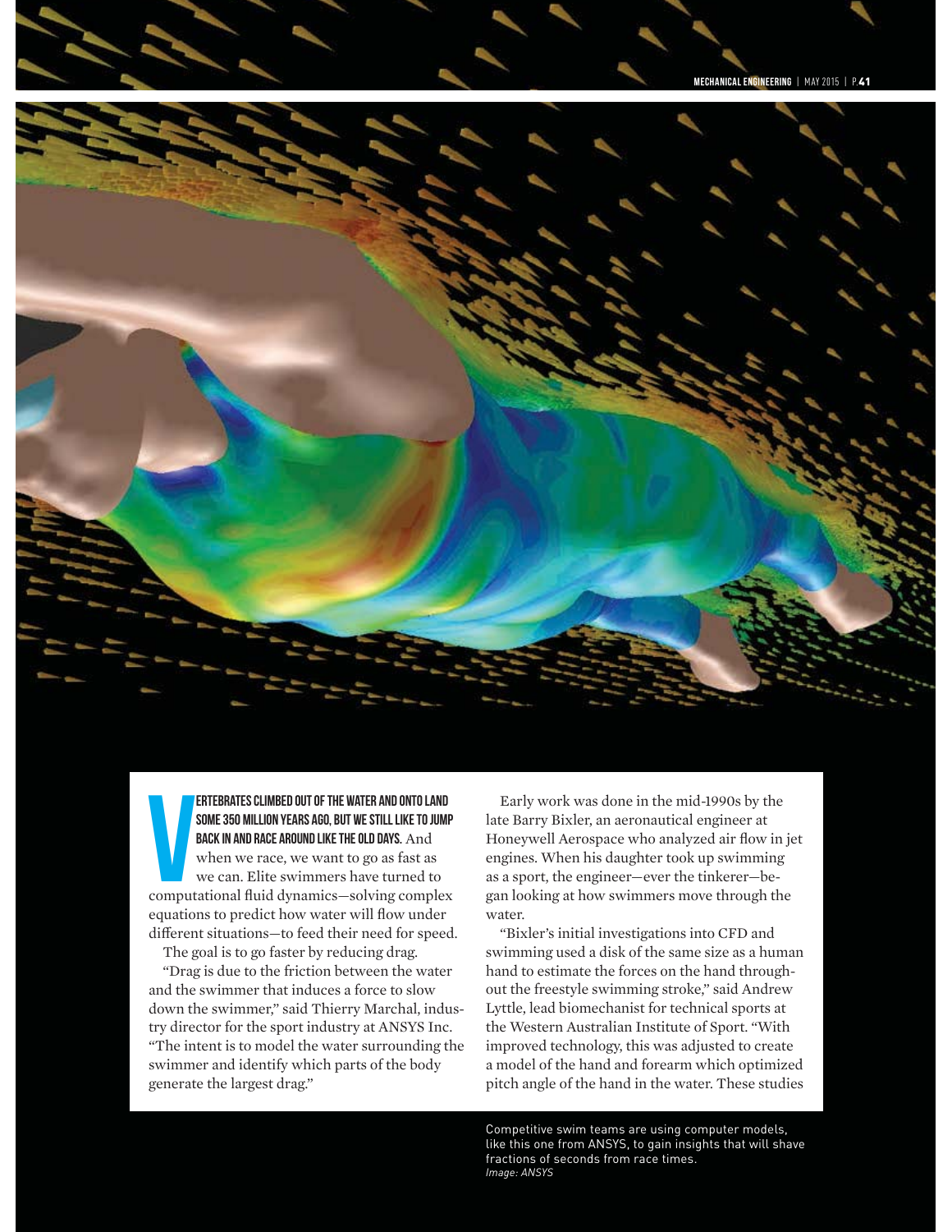**VERTEBRATES CLIMBED OUT OF THE WATER AND ONTO LAND SOME 350 MILLION YEARS AGO, BUT WE STILL LIKE TO JUMP BACK IN AND RACE AROUND LIKE THE OLD DAYS.** And when we race, we want to go as fast as we can. Elite swimmers have turned to computational fluid dynamics—solving complex equations to predict how water will flow under different situations—to feed their need for speed.

The goal is to go faster by reducing drag.

"Drag is due to the friction between the water and the swimmer that induces a force to slow down the swimmer," said Thierry Marchal, industry director for the sport industry at ANSYS Inc. "The intent is to model the water surrounding the swimmer and identify which parts of the body generate the largest drag."

Early work was done in the mid-1990s by the late Barry Bixler, an aeronautical engineer at Honeywell Aerospace who analyzed air flow in jet engines. When his daughter took up swimming as a sport, the engineer—ever the tinkerer—began looking at how swimmers move through the water.

"Bixler's initial investigations into CFD and swimming used a disk of the same size as a human hand to estimate the forces on the hand throughout the freestyle swimming stroke," said Andrew Lyttle, lead biomechanist for technical sports at the Western Australian Institute of Sport. "With improved technology, this was adjusted to create a model of the hand and forearm which optimized pitch angle of the hand in the water. These studies

Competitive swim teams are using computer models, like this one from ANSYS, to gain insights that will shave fractions of seconds from race times.
*Image: ANSYS*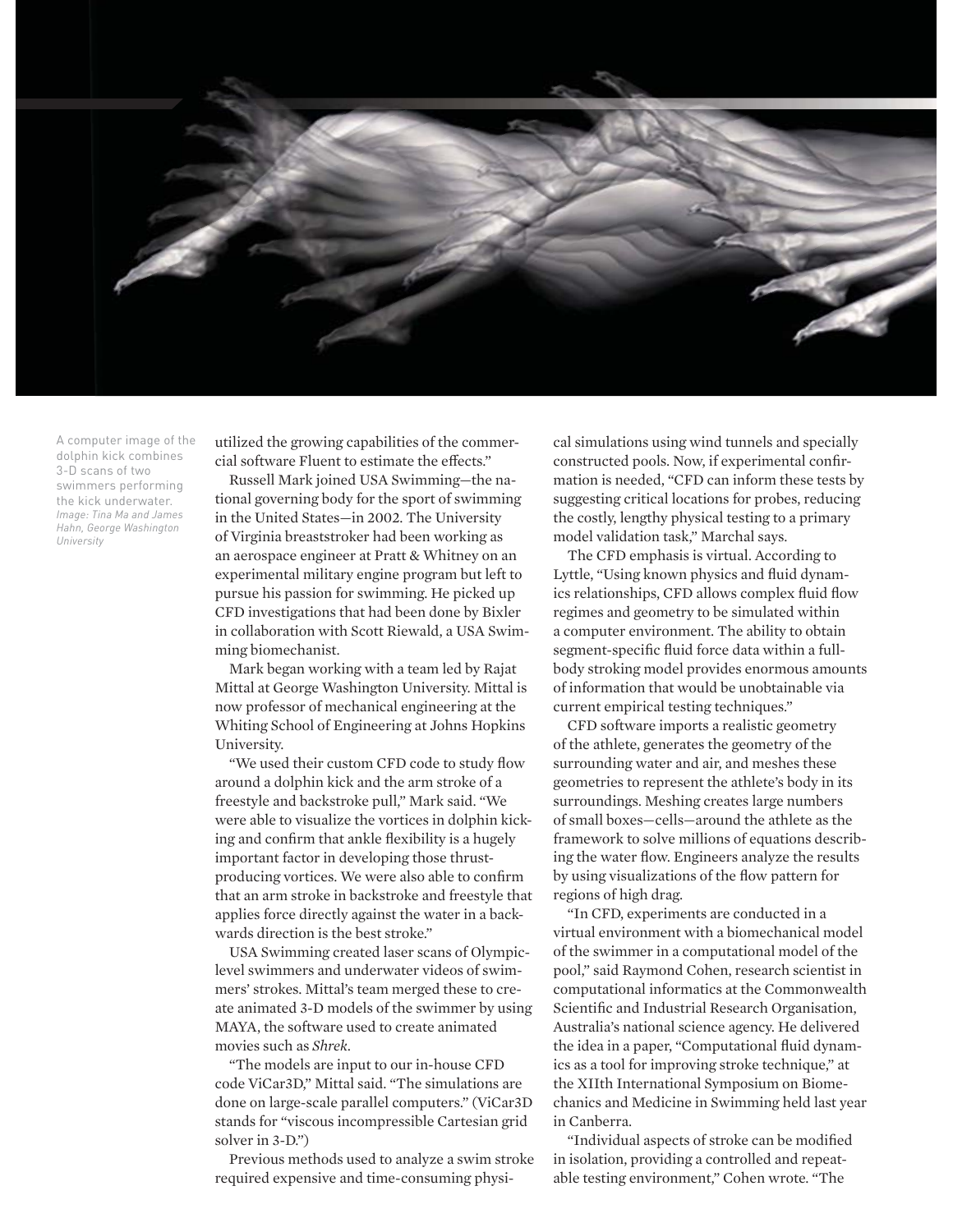A computer image of the dolphin kick combines 3-D scans of two swimmers performing the kick underwater. *Image: Tina Ma and James Hahn, George Washington University*

utilized the growing capabilities of the commercial software Fluent to estimate the effects."

Russell Mark joined USA Swimming—the national governing body for the sport of swimming in the United States—in 2002. The University of Virginia breaststroker had been working as an aerospace engineer at Pratt & Whitney on an experimental military engine program but left to pursue his passion for swimming. He picked up CFD investigations that had been done by Bixler in collaboration with Scott Riewald, a USA Swimming biomechanist.

Mark began working with a team led by Rajat Mittal at George Washington University. Mittal is now professor of mechanical engineering at the Whiting School of Engineering at Johns Hopkins University.

"We used their custom CFD code to study flow around a dolphin kick and the arm stroke of a freestyle and backstroke pull," Mark said. "We were able to visualize the vortices in dolphin kicking and confirm that ankle flexibility is a hugely important factor in developing those thrust-producing vortices. We were also able to confirm that an arm stroke in backstroke and freestyle that applies force directly against the water in a backwards direction is the best stroke."

USA Swimming created laser scans of Olympic-level swimmers and underwater videos of swimmers' strokes. Mittal's team merged these to create animated 3-D models of the swimmer by using MAYA, the software used to create animated movies such as *Shrek*.

"The models are input to our in-house CFD code ViCar3D," Mittal said. "The simulations are done on large-scale parallel computers." (ViCar3D stands for "viscous incompressible Cartesian grid solver in 3-D.")

Previous methods used to analyze a swim stroke required expensive and time-consuming physical simulations using wind tunnels and specially constructed pools. Now, if experimental confirmation is needed, "CFD can inform these tests by suggesting critical locations for probes, reducing the costly, lengthy physical testing to a primary model validation task," Marchal says.

The CFD emphasis is virtual. According to Lyttle, "Using known physics and fluid dynamics relationships, CFD allows complex fluid flow regimes and geometry to be simulated within a computer environment. The ability to obtain segment-specific fluid force data within a full-body stroking model provides enormous amounts of information that would be unobtainable via current empirical testing techniques."

CFD software imports a realistic geometry of the athlete, generates the geometry of the surrounding water and air, and meshes these geometries to represent the athlete's body in its surroundings. Meshing creates large numbers of small boxes—cells—around the athlete as the framework to solve millions of equations describing the water flow. Engineers analyze the results by using visualizations of the flow pattern for regions of high drag.

"In CFD, experiments are conducted in a virtual environment with a biomechanical model of the swimmer in a computational model of the pool," said Raymond Cohen, research scientist in computational informatics at the Commonwealth Scientific and Industrial Research Organisation, Australia's national science agency. He delivered the idea in a paper, "Computational fluid dynamics as a tool for improving stroke technique," at the XIIth International Symposium on Biomechanics and Medicine in Swimming held last year in Canberra.

"Individual aspects of stroke can be modified in isolation, providing a controlled and repeatable testing environment," Cohen wrote. "The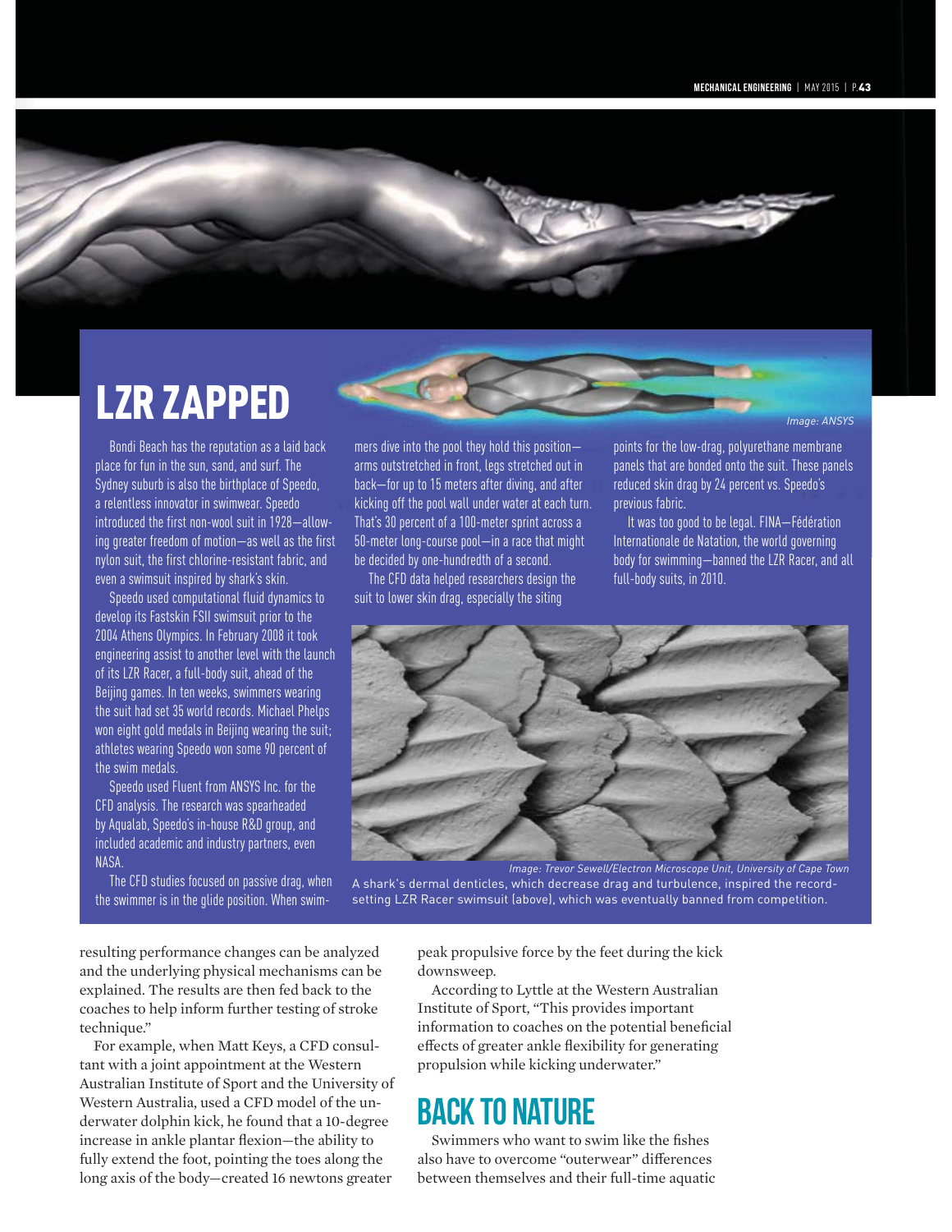## LZR ZAPPED

*Image: ANSYS*

Bondi Beach has the reputation as a laid back place for fun in the sun, sand, and surf. The Sydney suburb is also the birthplace of Speedo, a relentless innovator in swimwear. Speedo introduced the first non-wool suit in 1928—allowing greater freedom of motion—as well as the first nylon suit, the first chlorine-resistant fabric, and even a swimsuit inspired by shark's skin.

Speedo used computational fluid dynamics to develop its Fastskin FSII swimsuit prior to the 2004 Athens Olympics. In February 2008 it took engineering assist to another level with the launch of its LZR Racer, a full-body suit, ahead of the Beijing games. In ten weeks, swimmers wearing the suit had set 35 world records. Michael Phelps won eight gold medals in Beijing wearing the suit; athletes wearing Speedo won some 90 percent of the swim medals.

Speedo used Fluent from ANSYS Inc. for the CFD analysis. The research was spearheaded by Aqualab, Speedo's in-house R&D group, and included academic and industry partners, even NASA.

The CFD studies focused on passive drag, when the swimmer is in the glide position. When swimmers dive into the pool they hold this position—arms outstretched in front, legs stretched out in back—for up to 15 meters after diving, and after kicking off the pool wall under water at each turn. That's 30 percent of a 100-meter sprint across a 50-meter long-course pool—in a race that might be decided by one-hundredth of a second.

The CFD data helped researchers design the suit to lower skin drag, especially the siting points for the low-drag, polyurethane membrane panels that are bonded onto the suit. These panels reduced skin drag by 24 percent vs. Speedo's previous fabric.

It was too good to be legal. FINA—Fédération Internationale de Natation, the world governing body for swimming—banned the LZR Racer, and all full-body suits, in 2010.

*Image: Trevor Sewell/Electron Microscope Unit, University of Cape Town*

A shark's dermal denticles, which decrease drag and turbulence, inspired the record-setting LZR Racer swimsuit (above), which was eventually banned from competition.

resulting performance changes can be analyzed and the underlying physical mechanisms can be explained. The results are then fed back to the coaches to help inform further testing of stroke technique."

For example, when Matt Keys, a CFD consultant with a joint appointment at the Western Australian Institute of Sport and the University of Western Australia, used a CFD model of the underwater dolphin kick, he found that a 10-degree increase in ankle plantar flexion—the ability to fully extend the foot, pointing the toes along the long axis of the body—created 16 newtons greater peak propulsive force by the feet during the kick downsweep.

According to Lyttle at the Western Australian Institute of Sport, "This provides important information to coaches on the potential beneficial effects of greater ankle flexibility for generating propulsion while kicking underwater."

## BACK TO NATURE

Swimmers who want to swim like the fishes also have to overcome "outerwear" differences between themselves and their full-time aquatic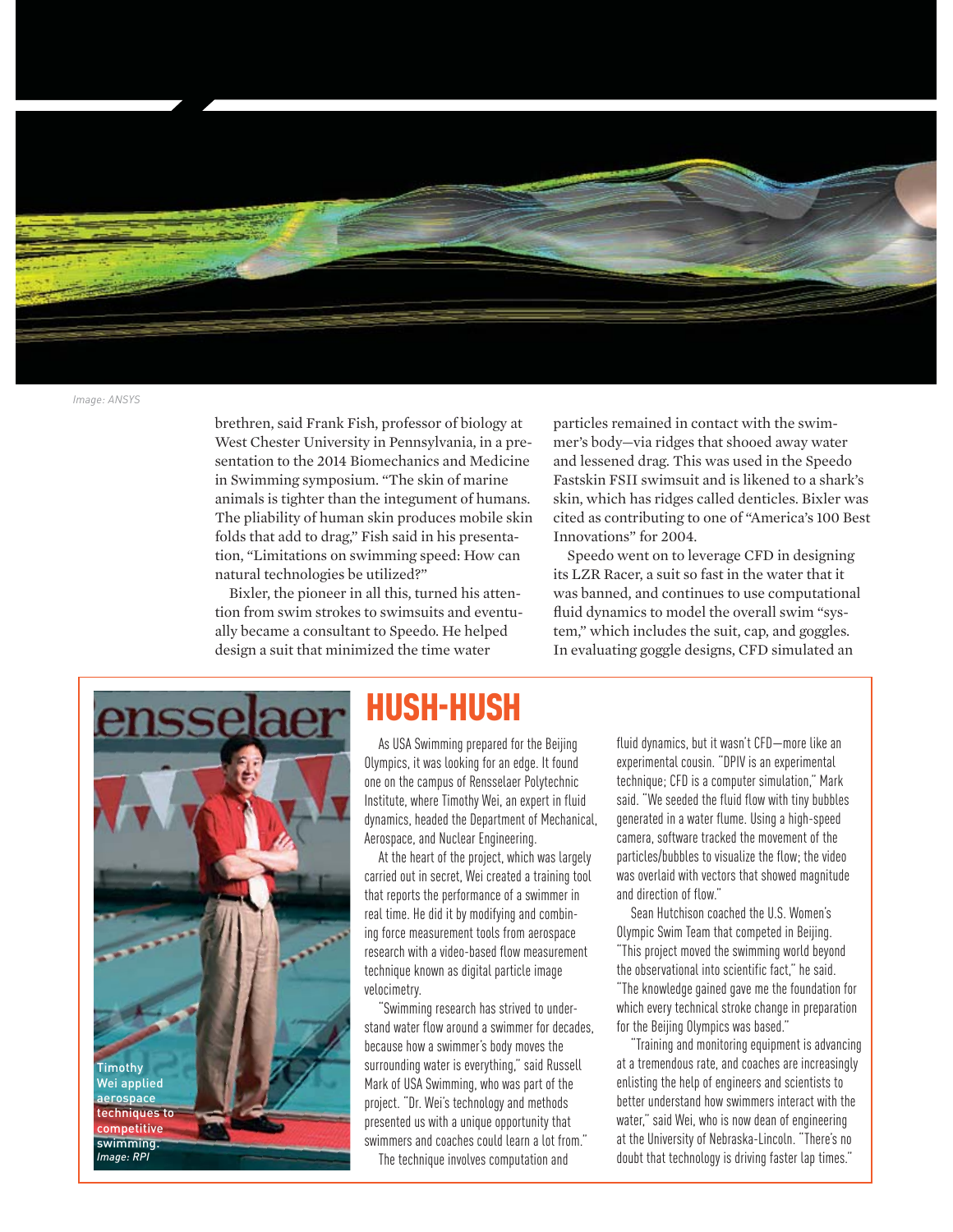*Image: ANSYS*

brethren, said Frank Fish, professor of biology at West Chester University in Pennsylvania, in a presentation to the 2014 Biomechanics and Medicine in Swimming symposium. "The skin of marine animals is tighter than the integument of humans. The pliability of human skin produces mobile skin folds that add to drag," Fish said in his presentation, "Limitations on swimming speed: How can natural technologies be utilized?"

Bixler, the pioneer in all this, turned his attention from swim strokes to swimsuits and eventually became a consultant to Speedo. He helped design a suit that minimized the time water particles remained in contact with the swimmer's body—via ridges that shooed away water and lessened drag. This was used in the Speedo Fastskin FSII swimsuit and is likened to a shark's skin, which has ridges called denticles. Bixler was cited as contributing to one of "America's 100 Best Innovations" for 2004.

Speedo went on to leverage CFD in designing its LZR Racer, a suit so fast in the water that it was banned, and continues to use computational fluid dynamics to model the overall swim "system," which includes the suit, cap, and goggles. In evaluating goggle designs, CFD simulated an

## HUSH-HUSH

As USA Swimming prepared for the Beijing Olympics, it was looking for an edge. It found one on the campus of Rensselaer Polytechnic Institute, where Timothy Wei, an expert in fluid dynamics, headed the Department of Mechanical, Aerospace, and Nuclear Engineering.

At the heart of the project, which was largely carried out in secret, Wei created a training tool that reports the performance of a swimmer in real time. He did it by modifying and combining force measurement tools from aerospace research with a video-based flow measurement technique known as digital particle image velocimetry.

"Swimming research has strived to understand water flow around a swimmer for decades, because how a swimmer's body moves the surrounding water is everything," said Russell Mark of USA Swimming, who was part of the project. "Dr. Wei's technology and methods presented us with a unique opportunity that swimmers and coaches could learn a lot from."

The technique involves computation and fluid dynamics, but it wasn't CFD—more like an experimental cousin. "DPIV is an experimental technique; CFD is a computer simulation," Mark said. "We seeded the fluid flow with tiny bubbles generated in a water flume. Using a high-speed camera, software tracked the movement of the particles/bubbles to visualize the flow; the video was overlaid with vectors that showed magnitude and direction of flow."

Sean Hutchison coached the U.S. Women's Olympic Swim Team that competed in Beijing. "This project moved the swimming world beyond the observational into scientific fact," he said. "The knowledge gained gave me the foundation for which every technical stroke change in preparation for the Beijing Olympics was based."

"Training and monitoring equipment is advancing at a tremendous rate, and coaches are increasingly enlisting the help of engineers and scientists to better understand how swimmers interact with the water," said Wei, who is now dean of engineering at the University of Nebraska-Lincoln. "There's no doubt that technology is driving faster lap times."

Timothy Wei applied aerospace techniques to competitive swimming. *Image: RPI*